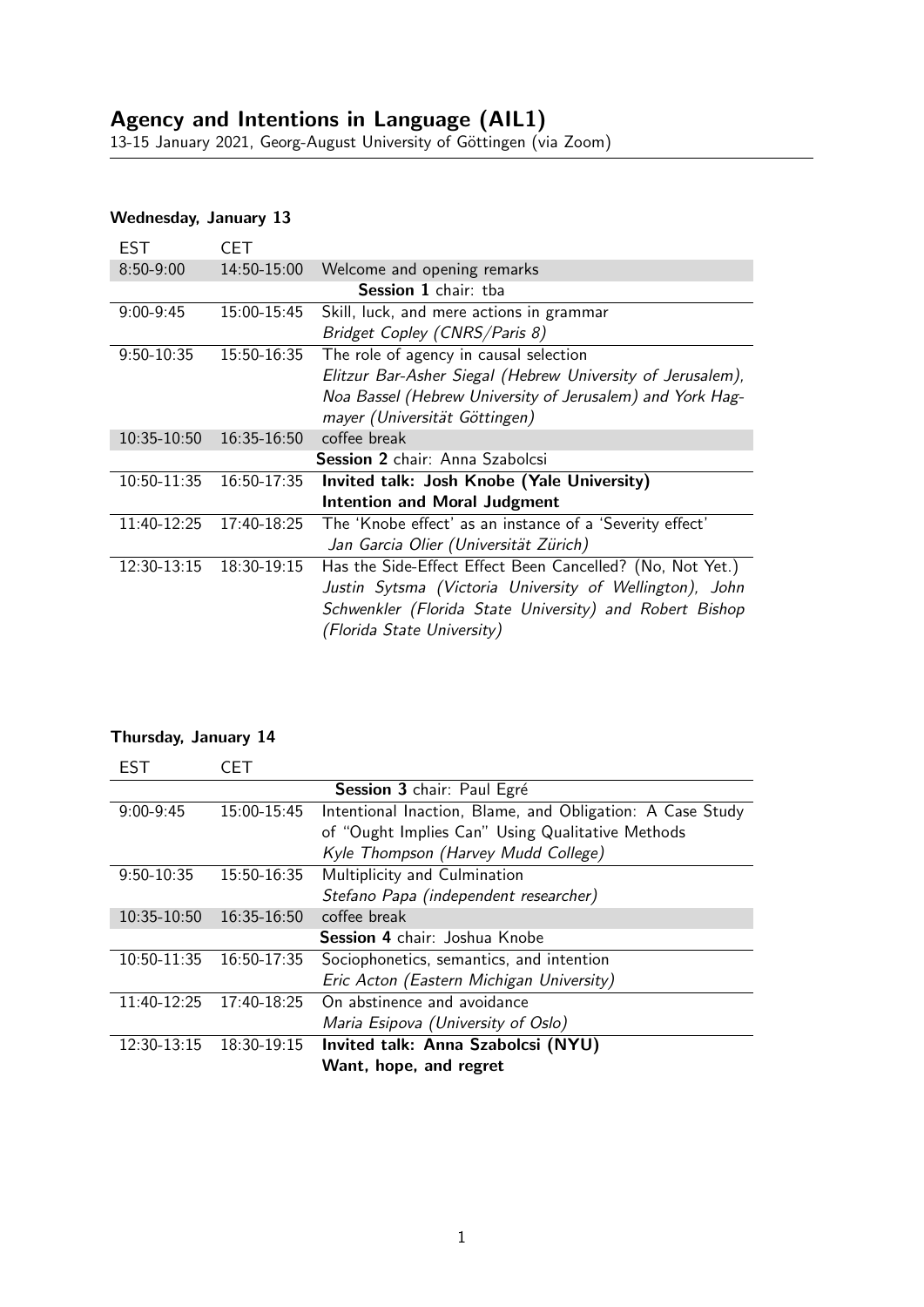# Agency and Intentions in Language (AIL1)

13-15 January 2021, Georg-August University of Göttingen (via Zoom)

### Wednesday, January 13

| EST | CET | |
|---|---|---|
| 8:50-9:00 | 14:50-15:00 | Welcome and opening remarks |
| | | **Session 1** chair: tba |
| 9:00-9:45 | 15:00-15:45 | Skill, luck, and mere actions in grammar<br>*Bridget Copley (CNRS/Paris 8)* |
| 9:50-10:35 | 15:50-16:35 | The role of agency in causal selection<br>*Elitzur Bar-Asher Siegal (Hebrew University of Jerusalem), Noa Bassel (Hebrew University of Jerusalem) and York Hagmayer (Universität Göttingen)* |
| 10:35-10:50 | 16:35-16:50 | coffee break |
| | | **Session 2** chair: Anna Szabolcsi |
| 10:50-11:35 | 16:50-17:35 | **Invited talk: Josh Knobe (Yale University)**<br>**Intention and Moral Judgment** |
| 11:40-12:25 | 17:40-18:25 | The 'Knobe effect' as an instance of a 'Severity effect'<br>*Jan Garcia Olier (Universität Zürich)* |
| 12:30-13:15 | 18:30-19:15 | Has the Side-Effect Effect Been Cancelled? (No, Not Yet.)<br>*Justin Sytsma (Victoria University of Wellington), John Schwenkler (Florida State University) and Robert Bishop (Florida State University)* |

### Thursday, January 14

| EST | CET | |
|---|---|---|
| | | **Session 3** chair: Paul Egré |
| 9:00-9:45 | 15:00-15:45 | Intentional Inaction, Blame, and Obligation: A Case Study of "Ought Implies Can" Using Qualitative Methods<br>*Kyle Thompson (Harvey Mudd College)* |
| 9:50-10:35 | 15:50-16:35 | Multiplicity and Culmination<br>*Stefano Papa (independent researcher)* |
| 10:35-10:50 | 16:35-16:50 | coffee break |
| | | **Session 4** chair: Joshua Knobe |
| 10:50-11:35 | 16:50-17:35 | Sociophonetics, semantics, and intention<br>*Eric Acton (Eastern Michigan University)* |
| 11:40-12:25 | 17:40-18:25 | On abstinence and avoidance<br>*Maria Esipova (University of Oslo)* |
| 12:30-13:15 | 18:30-19:15 | **Invited talk: Anna Szabolcsi (NYU)**<br>**Want, hope, and regret** |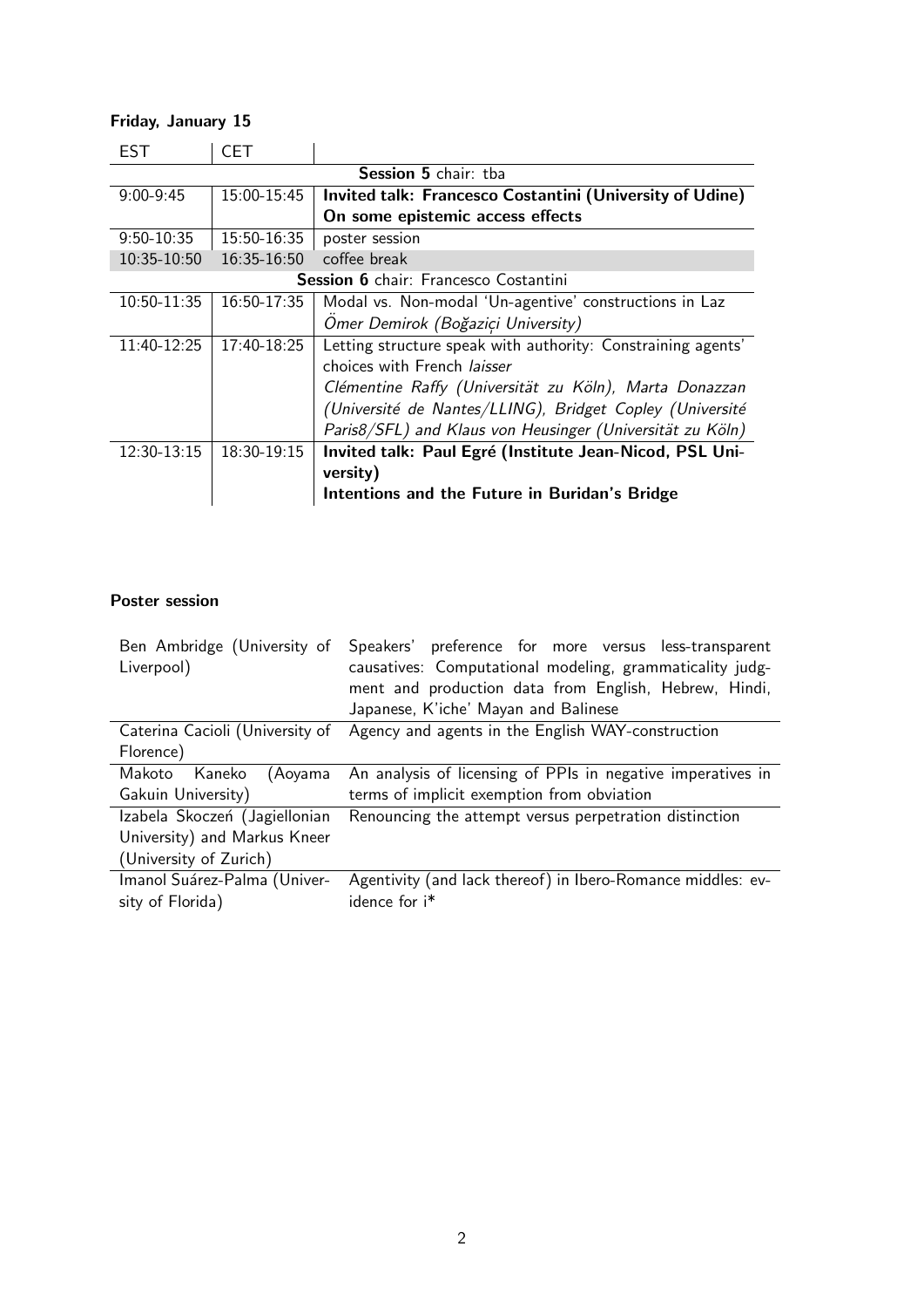### Friday, January 15

| EST | CET | |
|---|---|---|
| | | **Session 5** chair: tba |
| 9:00-9:45 | 15:00-15:45 | **Invited talk: Francesco Costantini (University of Udine)** **On some epistemic access effects** |
| 9:50-10:35 | 15:50-16:35 | poster session |
| 10:35-10:50 | 16:35-16:50 | coffee break |
| | | **Session 6** chair: Francesco Costantini |
| 10:50-11:35 | 16:50-17:35 | Modal vs. Non-modal 'Un-agentive' constructions in Laz *Ömer Demirok (Boğaziçi University)* |
| 11:40-12:25 | 17:40-18:25 | Letting structure speak with authority: Constraining agents' choices with French *laisser* *Clémentine Raffy (Universität zu Köln), Marta Donazzan (Université de Nantes/LLING), Bridget Copley (Université Paris8/SFL) and Klaus von Heusinger (Universität zu Köln)* |
| 12:30-13:15 | 18:30-19:15 | **Invited talk: Paul Egré (Institute Jean-Nicod, PSL University)** **Intentions and the Future in Buridan's Bridge** |

### Poster session

| | |
|---|---|
| Ben Ambridge (University of Liverpool) | Speakers' preference for more versus less-transparent causatives: Computational modeling, grammaticality judgment and production data from English, Hebrew, Hindi, Japanese, K'iche' Mayan and Balinese |
| Caterina Cacioli (University of Florence) | Agency and agents in the English WAY-construction |
| Makoto Kaneko (Aoyama Gakuin University) | An analysis of licensing of PPIs in negative imperatives in terms of implicit exemption from obviation |
| Izabela Skoczeń (Jagiellonian University) and Markus Kneer (University of Zurich) | Renouncing the attempt versus perpetration distinction |
| Imanol Suárez-Palma (University of Florida) | Agentivity (and lack thereof) in Ibero-Romance middles: evidence for i* |